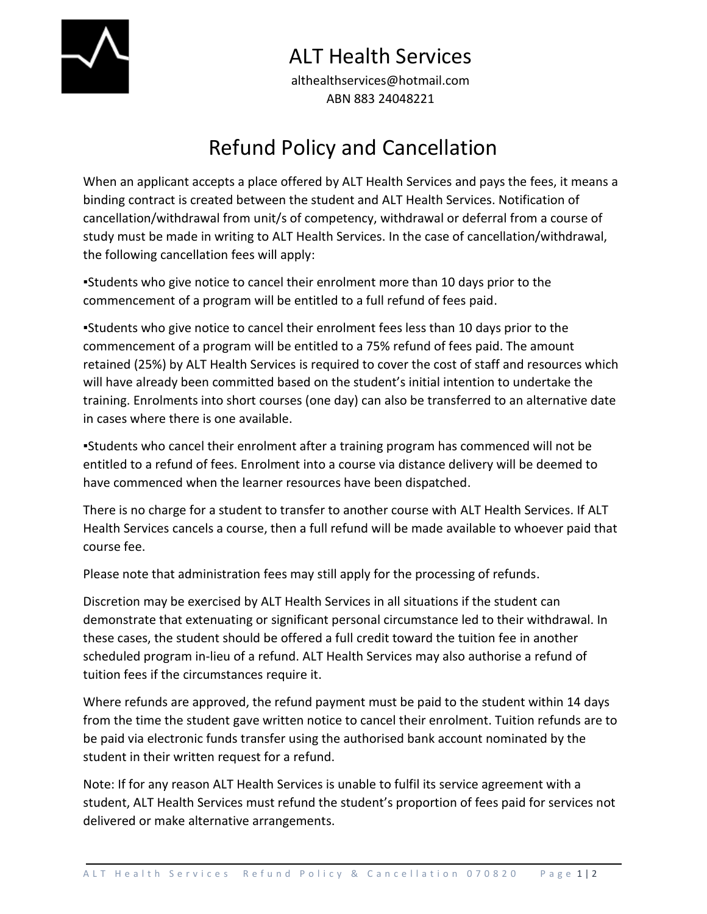# ALT Health Services

althealthservices@hotmail.com
ABN 883 24048221

## Refund Policy and Cancellation

When an applicant accepts a place offered by ALT Health Services and pays the fees, it means a binding contract is created between the student and ALT Health Services. Notification of cancellation/withdrawal from unit/s of competency, withdrawal or deferral from a course of study must be made in writing to ALT Health Services. In the case of cancellation/withdrawal, the following cancellation fees will apply:

▪Students who give notice to cancel their enrolment more than 10 days prior to the commencement of a program will be entitled to a full refund of fees paid.

▪Students who give notice to cancel their enrolment fees less than 10 days prior to the commencement of a program will be entitled to a 75% refund of fees paid. The amount retained (25%) by ALT Health Services is required to cover the cost of staff and resources which will have already been committed based on the student's initial intention to undertake the training. Enrolments into short courses (one day) can also be transferred to an alternative date in cases where there is one available.

▪Students who cancel their enrolment after a training program has commenced will not be entitled to a refund of fees. Enrolment into a course via distance delivery will be deemed to have commenced when the learner resources have been dispatched.

There is no charge for a student to transfer to another course with ALT Health Services. If ALT Health Services cancels a course, then a full refund will be made available to whoever paid that course fee.

Please note that administration fees may still apply for the processing of refunds.

Discretion may be exercised by ALT Health Services in all situations if the student can demonstrate that extenuating or significant personal circumstance led to their withdrawal. In these cases, the student should be offered a full credit toward the tuition fee in another scheduled program in-lieu of a refund. ALT Health Services may also authorise a refund of tuition fees if the circumstances require it.

Where refunds are approved, the refund payment must be paid to the student within 14 days from the time the student gave written notice to cancel their enrolment. Tuition refunds are to be paid via electronic funds transfer using the authorised bank account nominated by the student in their written request for a refund.

Note: If for any reason ALT Health Services is unable to fulfil its service agreement with a student, ALT Health Services must refund the student's proportion of fees paid for services not delivered or make alternative arrangements.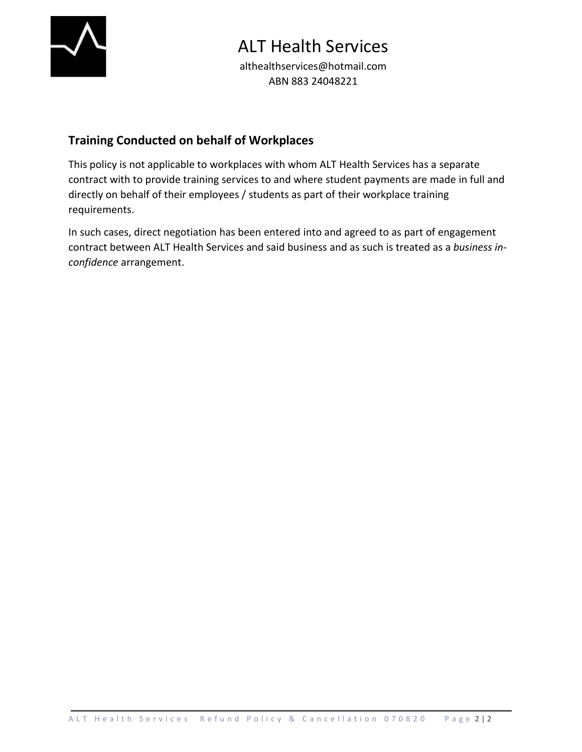## Training Conducted on behalf of Workplaces

This policy is not applicable to workplaces with whom ALT Health Services has a separate contract with to provide training services to and where student payments are made in full and directly on behalf of their employees / students as part of their workplace training requirements.

In such cases, direct negotiation has been entered into and agreed to as part of engagement contract between ALT Health Services and said business and as such is treated as a *business in-confidence* arrangement.